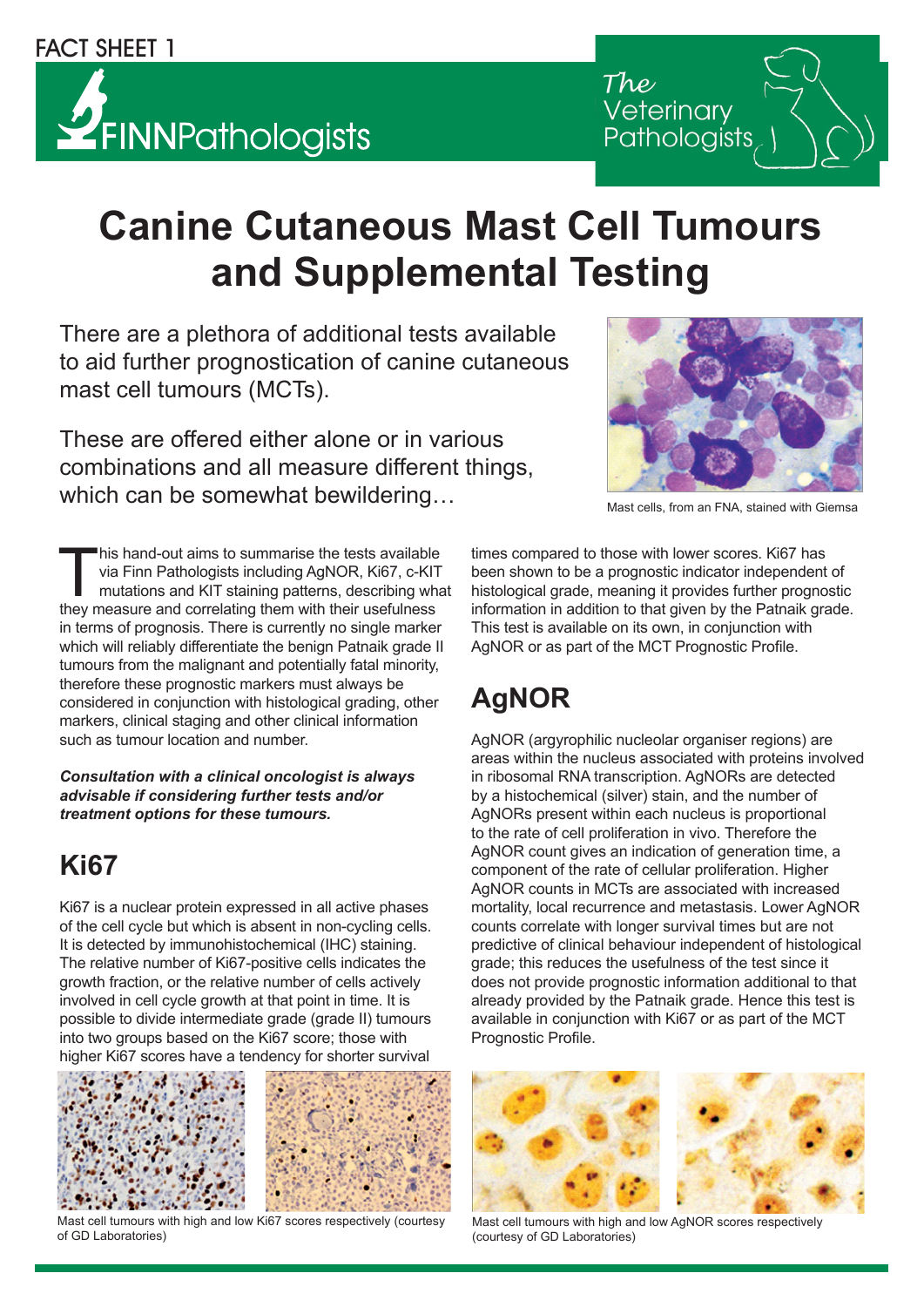FACT SHEET 1

FINNPathologists

The Veterinary Pathologists

# Canine Cutaneous Mast Cell Tumours and Supplemental Testing

There are a plethora of additional tests available to aid further prognostication of canine cutaneous mast cell tumours (MCTs).

These are offered either alone or in various combinations and all measure different things, which can be somewhat bewildering…

Mast cells, from an FNA, stained with Giemsa

This hand-out aims to summarise the tests available via Finn Pathologists including AgNOR, Ki67, c-KIT mutations and KIT staining patterns, describing what they measure and correlating them with their usefulness in terms of prognosis. There is currently no single marker which will reliably differentiate the benign Patnaik grade II tumours from the malignant and potentially fatal minority, therefore these prognostic markers must always be considered in conjunction with histological grading, other markers, clinical staging and other clinical information such as tumour location and number.

***Consultation with a clinical oncologist is always advisable if considering further tests and/or treatment options for these tumours.***

## Ki67

Ki67 is a nuclear protein expressed in all active phases of the cell cycle but which is absent in non-cycling cells. It is detected by immunohistochemical (IHC) staining. The relative number of Ki67-positive cells indicates the growth fraction, or the relative number of cells actively involved in cell cycle growth at that point in time. It is possible to divide intermediate grade (grade II) tumours into two groups based on the Ki67 score; those with higher Ki67 scores have a tendency for shorter survival times compared to those with lower scores. Ki67 has been shown to be a prognostic indicator independent of histological grade, meaning it provides further prognostic information in addition to that given by the Patnaik grade. This test is available on its own, in conjunction with AgNOR or as part of the MCT Prognostic Profile.

Mast cell tumours with high and low Ki67 scores respectively (courtesy of GD Laboratories)

## AgNOR

AgNOR (argyrophilic nucleolar organiser regions) are areas within the nucleus associated with proteins involved in ribosomal RNA transcription. AgNORs are detected by a histochemical (silver) stain, and the number of AgNORs present within each nucleus is proportional to the rate of cell proliferation in vivo. Therefore the AgNOR count gives an indication of generation time, a component of the rate of cellular proliferation. Higher AgNOR counts in MCTs are associated with increased mortality, local recurrence and metastasis. Lower AgNOR counts correlate with longer survival times but are not predictive of clinical behaviour independent of histological grade; this reduces the usefulness of the test since it does not provide prognostic information additional to that already provided by the Patnaik grade. Hence this test is available in conjunction with Ki67 or as part of the MCT Prognostic Profile.

Mast cell tumours with high and low AgNOR scores respectively (courtesy of GD Laboratories)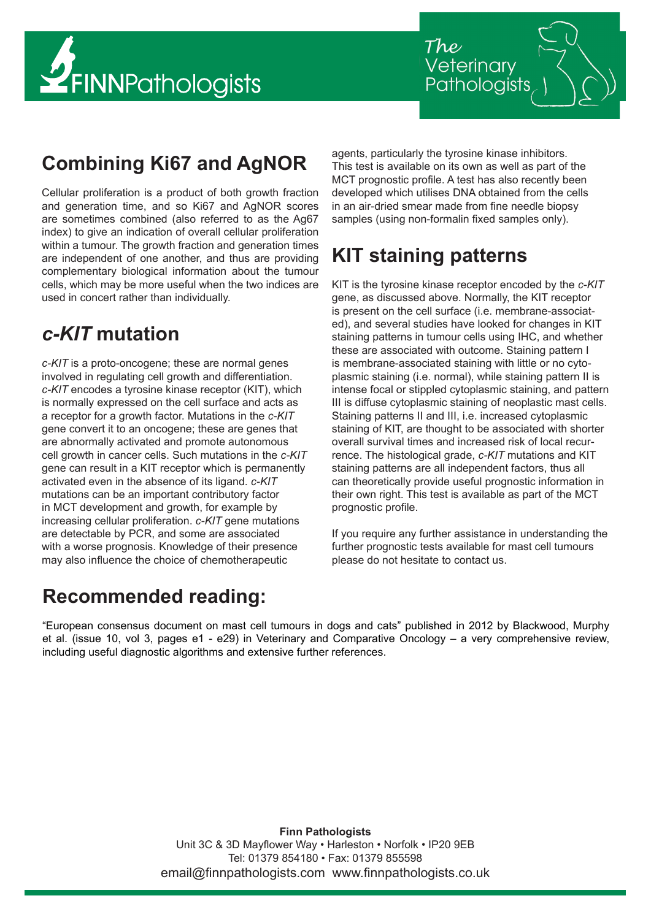## Combining Ki67 and AgNOR

Cellular proliferation is a product of both growth fraction and generation time, and so Ki67 and AgNOR scores are sometimes combined (also referred to as the Ag67 index) to give an indication of overall cellular proliferation within a tumour. The growth fraction and generation times are independent of one another, and thus are providing complementary biological information about the tumour cells, which may be more useful when the two indices are used in concert rather than individually.

## *c-KIT* mutation

*c-KIT* is a proto-oncogene; these are normal genes involved in regulating cell growth and differentiation. *c-KIT* encodes a tyrosine kinase receptor (KIT), which is normally expressed on the cell surface and acts as a receptor for a growth factor. Mutations in the *c-KIT* gene convert it to an oncogene; these are genes that are abnormally activated and promote autonomous cell growth in cancer cells. Such mutations in the *c-KIT* gene can result in a KIT receptor which is permanently activated even in the absence of its ligand. *c-KIT* mutations can be an important contributory factor in MCT development and growth, for example by increasing cellular proliferation. *c-KIT* gene mutations are detectable by PCR, and some are associated with a worse prognosis. Knowledge of their presence may also influence the choice of chemotherapeutic agents, particularly the tyrosine kinase inhibitors. This test is available on its own as well as part of the MCT prognostic profile. A test has also recently been developed which utilises DNA obtained from the cells in an air-dried smear made from fine needle biopsy samples (using non-formalin fixed samples only).

## KIT staining patterns

KIT is the tyrosine kinase receptor encoded by the *c-KIT* gene, as discussed above. Normally, the KIT receptor is present on the cell surface (i.e. membrane-associated), and several studies have looked for changes in KIT staining patterns in tumour cells using IHC, and whether these are associated with outcome. Staining pattern I is membrane-associated staining with little or no cytoplasmic staining (i.e. normal), while staining pattern II is intense focal or stippled cytoplasmic staining, and pattern III is diffuse cytoplasmic staining of neoplastic mast cells. Staining patterns II and III, i.e. increased cytoplasmic staining of KIT, are thought to be associated with shorter overall survival times and increased risk of local recurrence. The histological grade, *c-KIT* mutations and KIT staining patterns are all independent factors, thus all can theoretically provide useful prognostic information in their own right. This test is available as part of the MCT prognostic profile.

If you require any further assistance in understanding the further prognostic tests available for mast cell tumours please do not hesitate to contact us.

## Recommended reading:

"European consensus document on mast cell tumours in dogs and cats" published in 2012 by Blackwood, Murphy et al. (issue 10, vol 3, pages e1 - e29) in Veterinary and Comparative Oncology – a very comprehensive review, including useful diagnostic algorithms and extensive further references.

**Finn Pathologists**
Unit 3C & 3D Mayflower Way • Harleston • Norfolk • IP20 9EB
Tel: 01379 854180 • Fax: 01379 855598
email@finnpathologists.com www.finnpathologists.co.uk